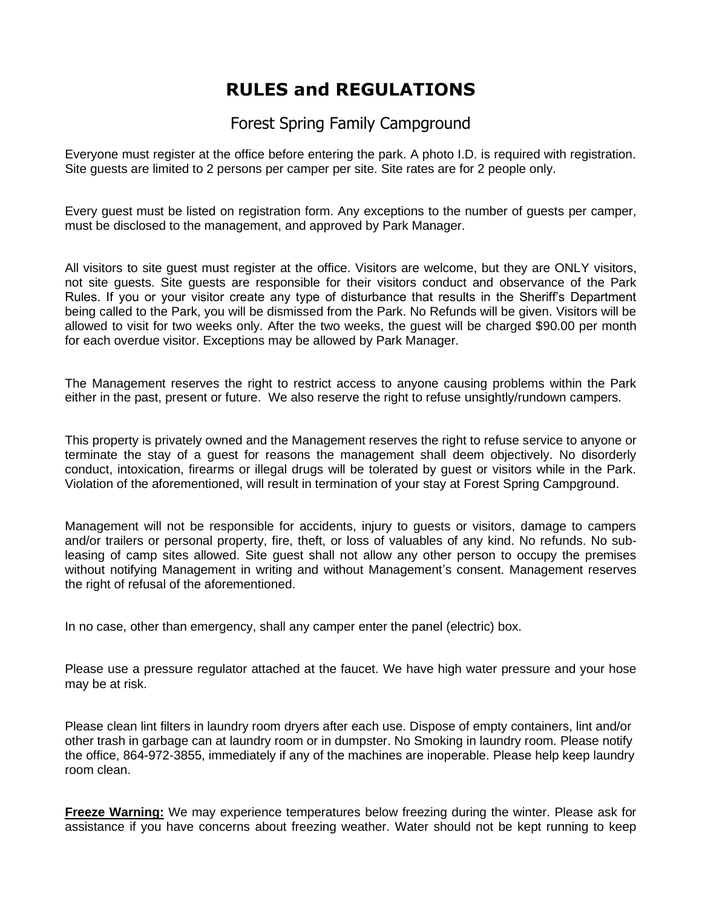# RULES and REGULATIONS

## Forest Spring Family Campground

Everyone must register at the office before entering the park. A photo I.D. is required with registration. Site guests are limited to 2 persons per camper per site. Site rates are for 2 people only.

Every guest must be listed on registration form. Any exceptions to the number of guests per camper, must be disclosed to the management, and approved by Park Manager.

All visitors to site guest must register at the office. Visitors are welcome, but they are ONLY visitors, not site guests. Site guests are responsible for their visitors conduct and observance of the Park Rules. If you or your visitor create any type of disturbance that results in the Sheriff's Department being called to the Park, you will be dismissed from the Park. No Refunds will be given. Visitors will be allowed to visit for two weeks only. After the two weeks, the guest will be charged $90.00 per month for each overdue visitor. Exceptions may be allowed by Park Manager.

The Management reserves the right to restrict access to anyone causing problems within the Park either in the past, present or future. We also reserve the right to refuse unsightly/rundown campers.

This property is privately owned and the Management reserves the right to refuse service to anyone or terminate the stay of a guest for reasons the management shall deem objectively. No disorderly conduct, intoxication, firearms or illegal drugs will be tolerated by guest or visitors while in the Park. Violation of the aforementioned, will result in termination of your stay at Forest Spring Campground.

Management will not be responsible for accidents, injury to guests or visitors, damage to campers and/or trailers or personal property, fire, theft, or loss of valuables of any kind. No refunds. No sub-leasing of camp sites allowed. Site guest shall not allow any other person to occupy the premises without notifying Management in writing and without Management's consent. Management reserves the right of refusal of the aforementioned.

In no case, other than emergency, shall any camper enter the panel (electric) box.

Please use a pressure regulator attached at the faucet. We have high water pressure and your hose may be at risk.

Please clean lint filters in laundry room dryers after each use. Dispose of empty containers, lint and/or other trash in garbage can at laundry room or in dumpster. No Smoking in laundry room. Please notify the office, 864-972-3855, immediately if any of the machines are inoperable. Please help keep laundry room clean.

**Freeze Warning:** We may experience temperatures below freezing during the winter. Please ask for assistance if you have concerns about freezing weather. Water should not be kept running to keep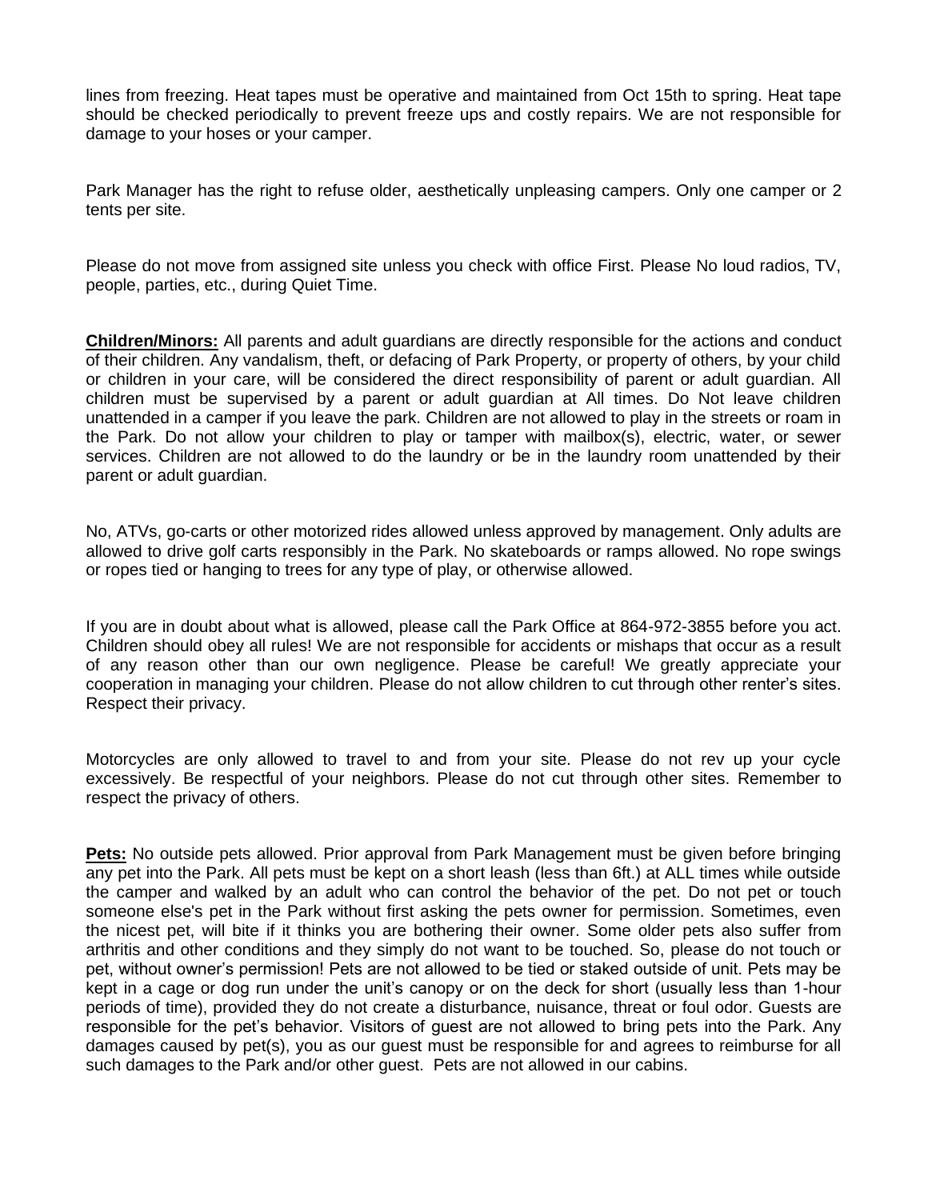lines from freezing. Heat tapes must be operative and maintained from Oct 15th to spring. Heat tape should be checked periodically to prevent freeze ups and costly repairs. We are not responsible for damage to your hoses or your camper.

Park Manager has the right to refuse older, aesthetically unpleasing campers. Only one camper or 2 tents per site.

Please do not move from assigned site unless you check with office First. Please No loud radios, TV, people, parties, etc., during Quiet Time.

**Children/Minors:** All parents and adult guardians are directly responsible for the actions and conduct of their children. Any vandalism, theft, or defacing of Park Property, or property of others, by your child or children in your care, will be considered the direct responsibility of parent or adult guardian. All children must be supervised by a parent or adult guardian at All times. Do Not leave children unattended in a camper if you leave the park. Children are not allowed to play in the streets or roam in the Park. Do not allow your children to play or tamper with mailbox(s), electric, water, or sewer services. Children are not allowed to do the laundry or be in the laundry room unattended by their parent or adult guardian.

No, ATVs, go-carts or other motorized rides allowed unless approved by management. Only adults are allowed to drive golf carts responsibly in the Park. No skateboards or ramps allowed. No rope swings or ropes tied or hanging to trees for any type of play, or otherwise allowed.

If you are in doubt about what is allowed, please call the Park Office at 864-972-3855 before you act. Children should obey all rules! We are not responsible for accidents or mishaps that occur as a result of any reason other than our own negligence. Please be careful! We greatly appreciate your cooperation in managing your children. Please do not allow children to cut through other renter's sites. Respect their privacy.

Motorcycles are only allowed to travel to and from your site. Please do not rev up your cycle excessively. Be respectful of your neighbors. Please do not cut through other sites. Remember to respect the privacy of others.

**Pets:** No outside pets allowed. Prior approval from Park Management must be given before bringing any pet into the Park. All pets must be kept on a short leash (less than 6ft.) at ALL times while outside the camper and walked by an adult who can control the behavior of the pet. Do not pet or touch someone else's pet in the Park without first asking the pets owner for permission. Sometimes, even the nicest pet, will bite if it thinks you are bothering their owner. Some older pets also suffer from arthritis and other conditions and they simply do not want to be touched. So, please do not touch or pet, without owner's permission! Pets are not allowed to be tied or staked outside of unit. Pets may be kept in a cage or dog run under the unit's canopy or on the deck for short (usually less than 1-hour periods of time), provided they do not create a disturbance, nuisance, threat or foul odor. Guests are responsible for the pet's behavior. Visitors of guest are not allowed to bring pets into the Park. Any damages caused by pet(s), you as our guest must be responsible for and agrees to reimburse for all such damages to the Park and/or other guest. Pets are not allowed in our cabins.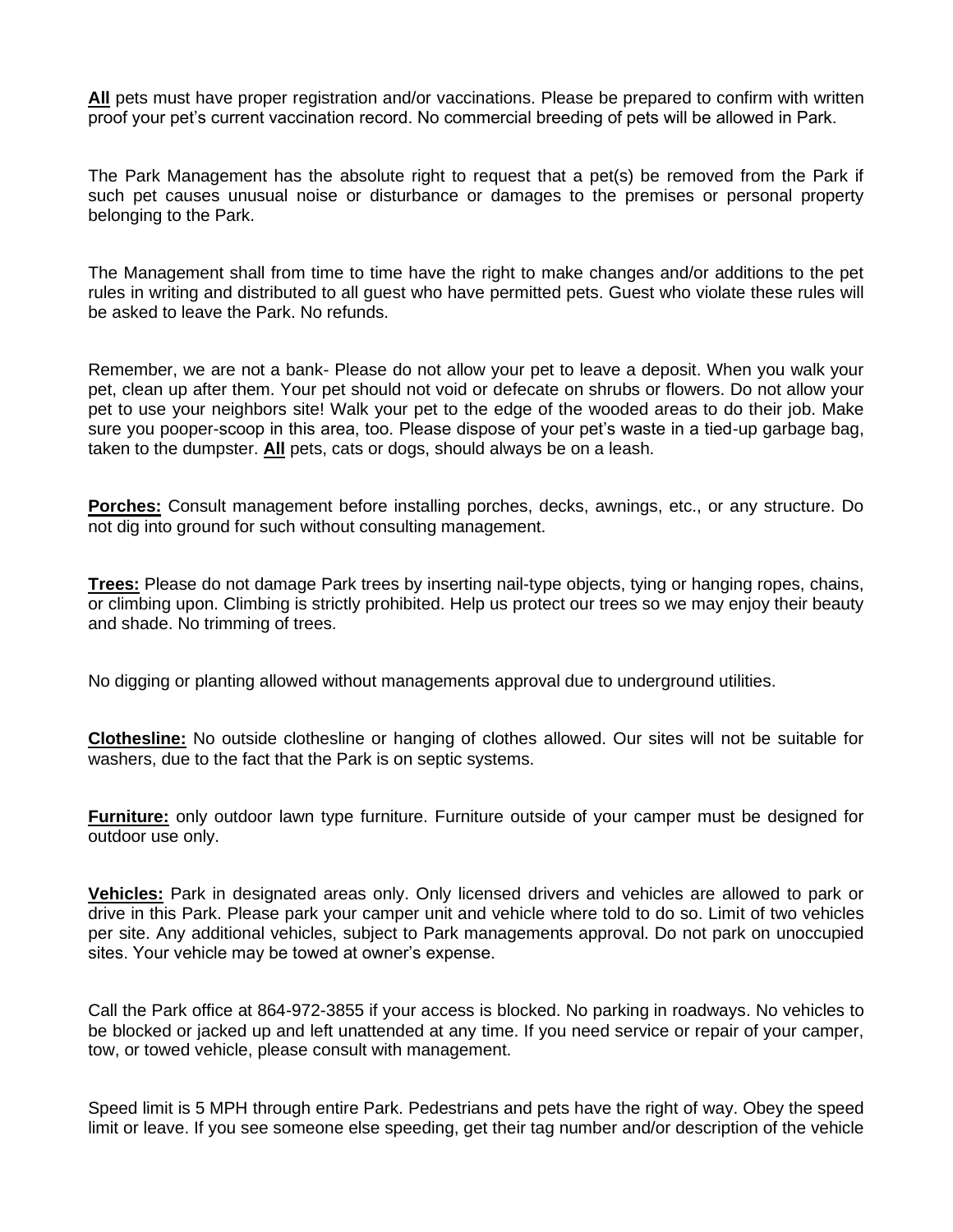**All** pets must have proper registration and/or vaccinations. Please be prepared to confirm with written proof your pet's current vaccination record. No commercial breeding of pets will be allowed in Park.

The Park Management has the absolute right to request that a pet(s) be removed from the Park if such pet causes unusual noise or disturbance or damages to the premises or personal property belonging to the Park.

The Management shall from time to time have the right to make changes and/or additions to the pet rules in writing and distributed to all guest who have permitted pets. Guest who violate these rules will be asked to leave the Park. No refunds.

Remember, we are not a bank- Please do not allow your pet to leave a deposit. When you walk your pet, clean up after them. Your pet should not void or defecate on shrubs or flowers. Do not allow your pet to use your neighbors site! Walk your pet to the edge of the wooded areas to do their job. Make sure you pooper-scoop in this area, too. Please dispose of your pet's waste in a tied-up garbage bag, taken to the dumpster. **All** pets, cats or dogs, should always be on a leash.

**Porches:** Consult management before installing porches, decks, awnings, etc., or any structure. Do not dig into ground for such without consulting management.

**Trees:** Please do not damage Park trees by inserting nail-type objects, tying or hanging ropes, chains, or climbing upon. Climbing is strictly prohibited. Help us protect our trees so we may enjoy their beauty and shade. No trimming of trees.

No digging or planting allowed without managements approval due to underground utilities.

**Clothesline:** No outside clothesline or hanging of clothes allowed. Our sites will not be suitable for washers, due to the fact that the Park is on septic systems.

**Furniture:** only outdoor lawn type furniture. Furniture outside of your camper must be designed for outdoor use only.

**Vehicles:** Park in designated areas only. Only licensed drivers and vehicles are allowed to park or drive in this Park. Please park your camper unit and vehicle where told to do so. Limit of two vehicles per site. Any additional vehicles, subject to Park managements approval. Do not park on unoccupied sites. Your vehicle may be towed at owner's expense.

Call the Park office at 864-972-3855 if your access is blocked. No parking in roadways. No vehicles to be blocked or jacked up and left unattended at any time. If you need service or repair of your camper, tow, or towed vehicle, please consult with management.

Speed limit is 5 MPH through entire Park. Pedestrians and pets have the right of way. Obey the speed limit or leave. If you see someone else speeding, get their tag number and/or description of the vehicle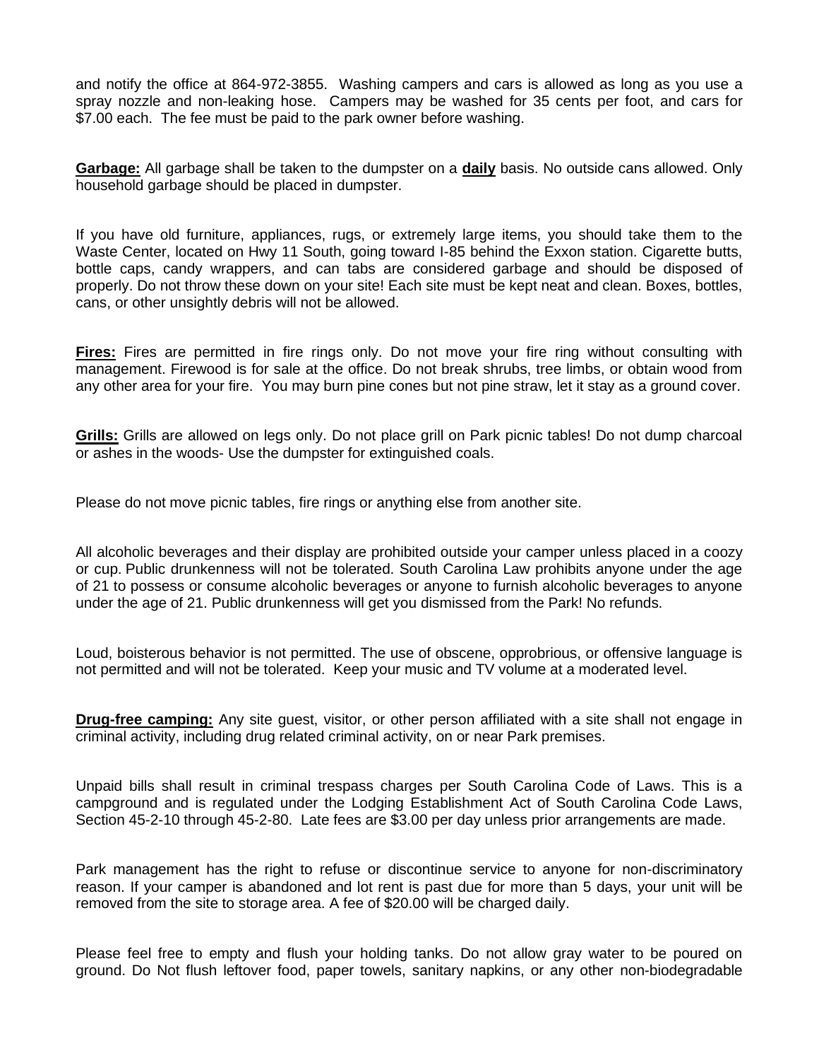and notify the office at 864-972-3855. Washing campers and cars is allowed as long as you use a spray nozzle and non-leaking hose. Campers may be washed for 35 cents per foot, and cars for $7.00 each. The fee must be paid to the park owner before washing.

**Garbage:** All garbage shall be taken to the dumpster on a **daily** basis. No outside cans allowed. Only household garbage should be placed in dumpster.

If you have old furniture, appliances, rugs, or extremely large items, you should take them to the Waste Center, located on Hwy 11 South, going toward I-85 behind the Exxon station. Cigarette butts, bottle caps, candy wrappers, and can tabs are considered garbage and should be disposed of properly. Do not throw these down on your site! Each site must be kept neat and clean. Boxes, bottles, cans, or other unsightly debris will not be allowed.

**Fires:** Fires are permitted in fire rings only. Do not move your fire ring without consulting with management. Firewood is for sale at the office. Do not break shrubs, tree limbs, or obtain wood from any other area for your fire. You may burn pine cones but not pine straw, let it stay as a ground cover.

**Grills:** Grills are allowed on legs only. Do not place grill on Park picnic tables! Do not dump charcoal or ashes in the woods- Use the dumpster for extinguished coals.

Please do not move picnic tables, fire rings or anything else from another site.

All alcoholic beverages and their display are prohibited outside your camper unless placed in a coozy or cup. Public drunkenness will not be tolerated. South Carolina Law prohibits anyone under the age of 21 to possess or consume alcoholic beverages or anyone to furnish alcoholic beverages to anyone under the age of 21. Public drunkenness will get you dismissed from the Park! No refunds.

Loud, boisterous behavior is not permitted. The use of obscene, opprobrious, or offensive language is not permitted and will not be tolerated. Keep your music and TV volume at a moderated level.

**Drug-free camping:** Any site guest, visitor, or other person affiliated with a site shall not engage in criminal activity, including drug related criminal activity, on or near Park premises.

Unpaid bills shall result in criminal trespass charges per South Carolina Code of Laws. This is a campground and is regulated under the Lodging Establishment Act of South Carolina Code Laws, Section 45-2-10 through 45-2-80. Late fees are $3.00 per day unless prior arrangements are made.

Park management has the right to refuse or discontinue service to anyone for non-discriminatory reason. If your camper is abandoned and lot rent is past due for more than 5 days, your unit will be removed from the site to storage area. A fee of $20.00 will be charged daily.

Please feel free to empty and flush your holding tanks. Do not allow gray water to be poured on ground. Do Not flush leftover food, paper towels, sanitary napkins, or any other non-biodegradable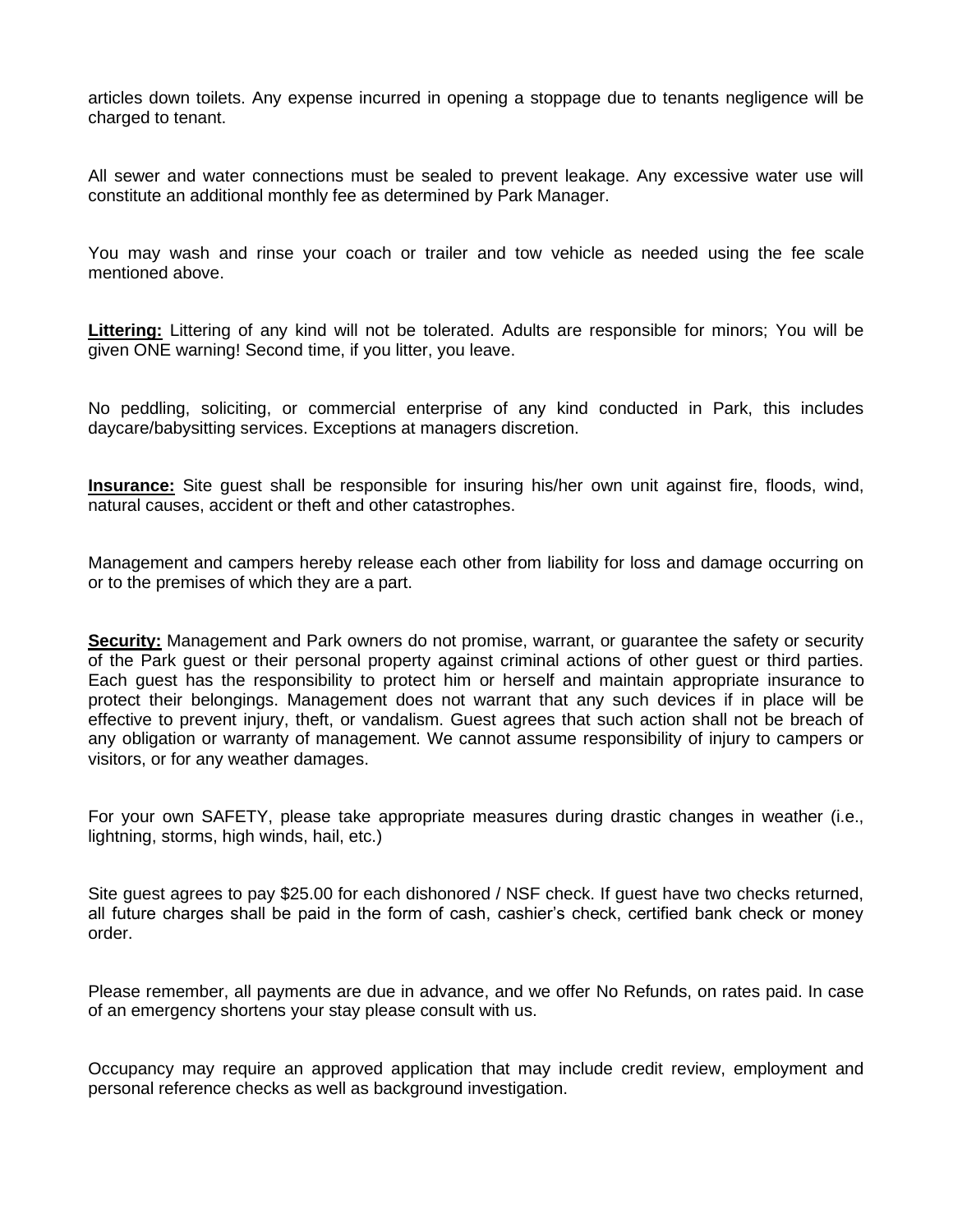articles down toilets. Any expense incurred in opening a stoppage due to tenants negligence will be charged to tenant.

All sewer and water connections must be sealed to prevent leakage. Any excessive water use will constitute an additional monthly fee as determined by Park Manager.

You may wash and rinse your coach or trailer and tow vehicle as needed using the fee scale mentioned above.

**Littering:** Littering of any kind will not be tolerated. Adults are responsible for minors; You will be given ONE warning! Second time, if you litter, you leave.

No peddling, soliciting, or commercial enterprise of any kind conducted in Park, this includes daycare/babysitting services. Exceptions at managers discretion.

**Insurance:** Site guest shall be responsible for insuring his/her own unit against fire, floods, wind, natural causes, accident or theft and other catastrophes.

Management and campers hereby release each other from liability for loss and damage occurring on or to the premises of which they are a part.

**Security:** Management and Park owners do not promise, warrant, or guarantee the safety or security of the Park guest or their personal property against criminal actions of other guest or third parties. Each guest has the responsibility to protect him or herself and maintain appropriate insurance to protect their belongings. Management does not warrant that any such devices if in place will be effective to prevent injury, theft, or vandalism. Guest agrees that such action shall not be breach of any obligation or warranty of management. We cannot assume responsibility of injury to campers or visitors, or for any weather damages.

For your own SAFETY, please take appropriate measures during drastic changes in weather (i.e., lightning, storms, high winds, hail, etc.)

Site guest agrees to pay $25.00 for each dishonored / NSF check. If guest have two checks returned, all future charges shall be paid in the form of cash, cashier's check, certified bank check or money order.

Please remember, all payments are due in advance, and we offer No Refunds, on rates paid. In case of an emergency shortens your stay please consult with us.

Occupancy may require an approved application that may include credit review, employment and personal reference checks as well as background investigation.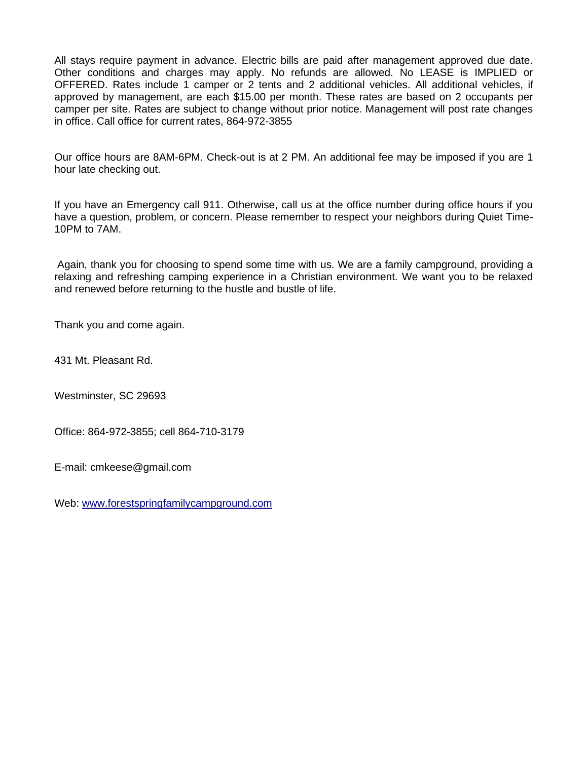All stays require payment in advance. Electric bills are paid after management approved due date. Other conditions and charges may apply. No refunds are allowed. No LEASE is IMPLIED or OFFERED. Rates include 1 camper or 2 tents and 2 additional vehicles. All additional vehicles, if approved by management, are each $15.00 per month. These rates are based on 2 occupants per camper per site. Rates are subject to change without prior notice. Management will post rate changes in office. Call office for current rates, 864-972-3855

Our office hours are 8AM-6PM. Check-out is at 2 PM. An additional fee may be imposed if you are 1 hour late checking out.

If you have an Emergency call 911. Otherwise, call us at the office number during office hours if you have a question, problem, or concern. Please remember to respect your neighbors during Quiet Time-10PM to 7AM.

Again, thank you for choosing to spend some time with us. We are a family campground, providing a relaxing and refreshing camping experience in a Christian environment. We want you to be relaxed and renewed before returning to the hustle and bustle of life.

Thank you and come again.

431 Mt. Pleasant Rd.

Westminster, SC 29693

Office: 864-972-3855; cell 864-710-3179

E-mail: cmkeese@gmail.com

Web: [www.forestspringfamilycampground.com](http://www.forestspringfamilycampground.com)